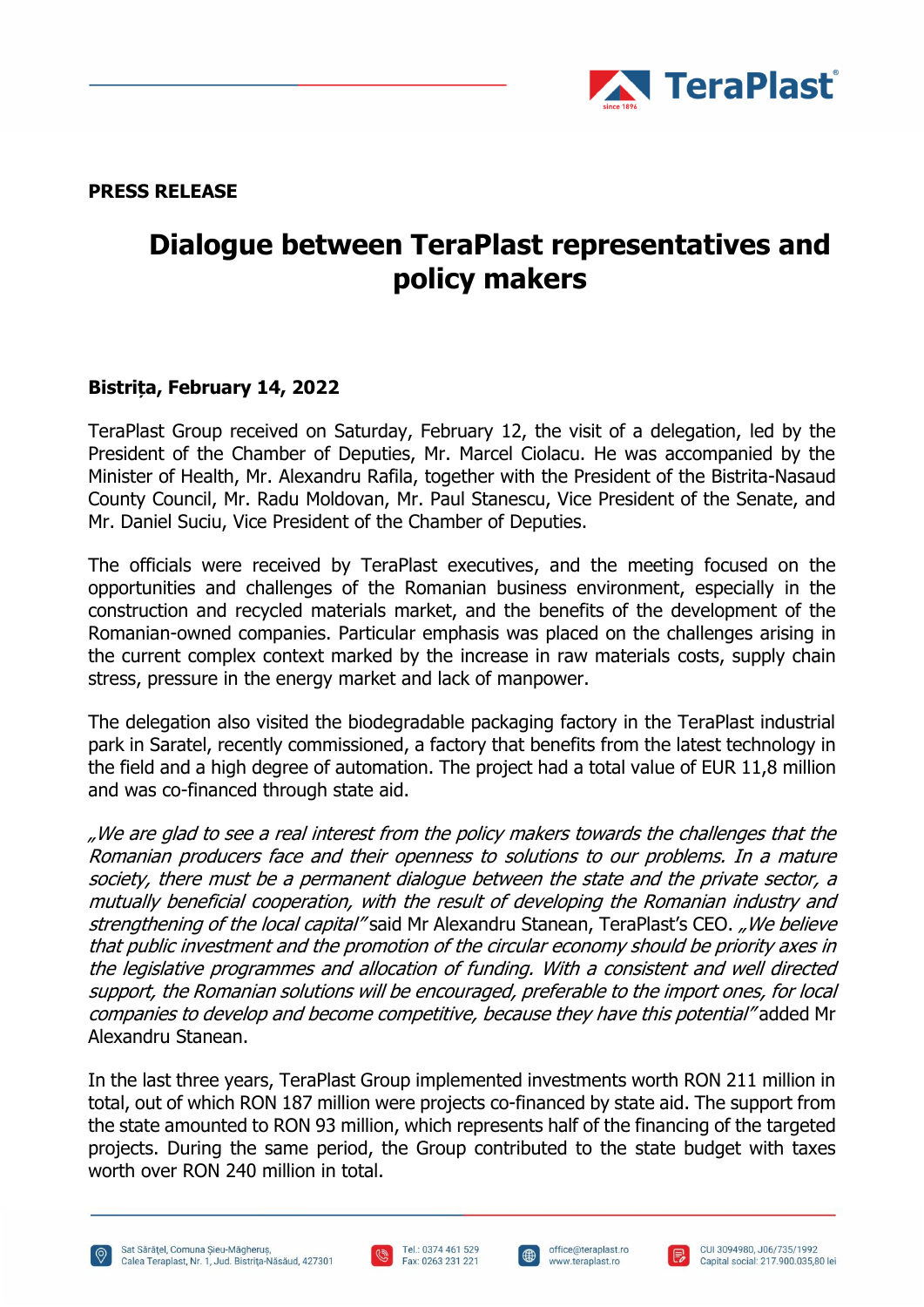**PRESS RELEASE**

# Dialogue between TeraPlast representatives and policy makers

**Bistrița, February 14, 2022**

TeraPlast Group received on Saturday, February 12, the visit of a delegation, led by the President of the Chamber of Deputies, Mr. Marcel Ciolacu. He was accompanied by the Minister of Health, Mr. Alexandru Rafila, together with the President of the Bistrita-Nasaud County Council, Mr. Radu Moldovan, Mr. Paul Stanescu, Vice President of the Senate, and Mr. Daniel Suciu, Vice President of the Chamber of Deputies.

The officials were received by TeraPlast executives, and the meeting focused on the opportunities and challenges of the Romanian business environment, especially in the construction and recycled materials market, and the benefits of the development of the Romanian-owned companies. Particular emphasis was placed on the challenges arising in the current complex context marked by the increase in raw materials costs, supply chain stress, pressure in the energy market and lack of manpower.

The delegation also visited the biodegradable packaging factory in the TeraPlast industrial park in Saratel, recently commissioned, a factory that benefits from the latest technology in the field and a high degree of automation. The project had a total value of EUR 11,8 million and was co-financed through state aid.

*„We are glad to see a real interest from the policy makers towards the challenges that the Romanian producers face and their openness to solutions to our problems. In a mature society, there must be a permanent dialogue between the state and the private sector, a mutually beneficial cooperation, with the result of developing the Romanian industry and strengthening of the local capital"* said Mr Alexandru Stanean, TeraPlast's CEO. *„We believe that public investment and the promotion of the circular economy should be priority axes in the legislative programmes and allocation of funding. With a consistent and well directed support, the Romanian solutions will be encouraged, preferable to the import ones, for local companies to develop and become competitive, because they have this potential"* added Mr Alexandru Stanean.

In the last three years, TeraPlast Group implemented investments worth RON 211 million in total, out of which RON 187 million were projects co-financed by state aid. The support from the state amounted to RON 93 million, which represents half of the financing of the targeted projects. During the same period, the Group contributed to the state budget with taxes worth over RON 240 million in total.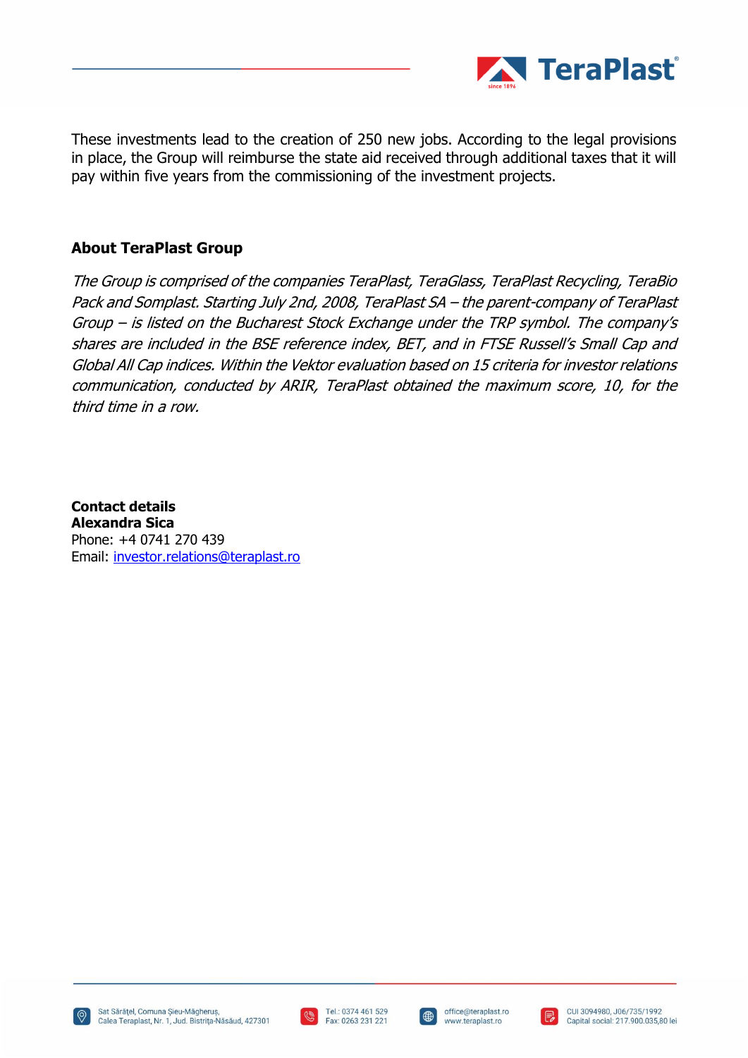These investments lead to the creation of 250 new jobs. According to the legal provisions in place, the Group will reimburse the state aid received through additional taxes that it will pay within five years from the commissioning of the investment projects.

## About TeraPlast Group

*The Group is comprised of the companies TeraPlast, TeraGlass, TeraPlast Recycling, TeraBio Pack and Somplast. Starting July 2nd, 2008, TeraPlast SA – the parent-company of TeraPlast Group – is listed on the Bucharest Stock Exchange under the TRP symbol. The company's shares are included in the BSE reference index, BET, and in FTSE Russell's Small Cap and Global All Cap indices. Within the Vektor evaluation based on 15 criteria for investor relations communication, conducted by ARIR, TeraPlast obtained the maximum score, 10, for the third time in a row.*

**Contact details**
**Alexandra Sica**
Phone: +4 0741 270 439
Email: investor.relations@teraplast.ro